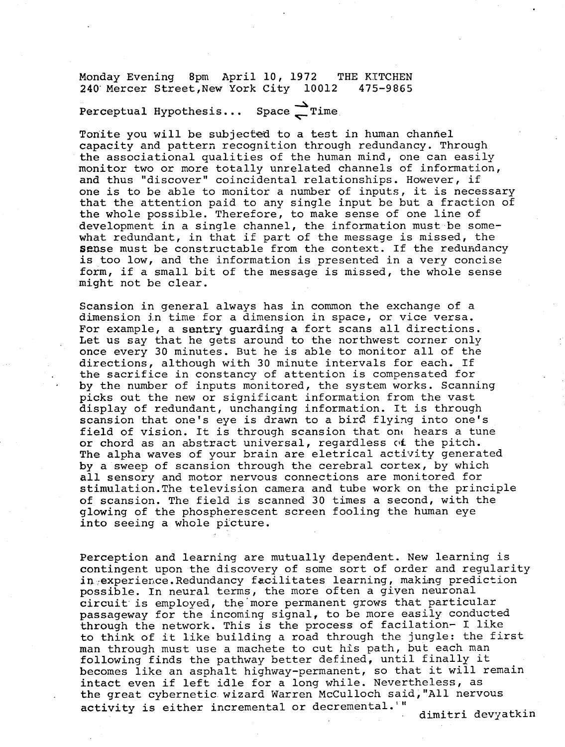Monday Evening 8pm April 10, 1972 THE KITCHEN
240 Mercer Street, New York City 10012 475-9865

Perceptual Hypothesis... Space $\rightleftarrows$ Time

Tonite you will be subjected to a test in human channel capacity and pattern recognition through redundancy. Through the associational qualities of the human mind, one can easily monitor two or more totally unrelated channels of information, and thus "discover" coincidental relationships. However, if one is to be able to monitor a number of inputs, it is necessary that the attention paid to any single input be but a fraction of the whole possible. Therefore, to make sense of one line of development in a single channel, the information must be somewhat redundant, in that if part of the message is missed, the sense must be constructable from the context. If the redundancy is too low, and the information is presented in a very concise form, if a small bit of the message is missed, the whole sense might not be clear.

Scansion in general always has in common the exchange of a dimension in time for a dimension in space, or vice versa. For example, a sentry guarding a fort scans all directions. Let us say that he gets around to the northwest corner only once every 30 minutes. But he is able to monitor all of the directions, although with 30 minute intervals for each. If the sacrifice in constancy of attention is compensated for by the number of inputs monitored, the system works. Scanning picks out the new or significant information from the vast display of redundant, unchanging information. It is through scansion that one's eye is drawn to a bird flying into one's field of vision. It is through scansion that one hears a tune or chord as an abstract universal, regardless of the pitch. The alpha waves of your brain are eletrical activity generated by a sweep of scansion through the cerebral cortex, by which all sensory and motor nervous connections are monitored for stimulation.The television camera and tube work on the principle of scansion. The field is scanned 30 times a second, with the glowing of the phospherescent screen fooling the human eye into seeing a whole picture.

Perception and learning are mutually dependent. New learning is contingent upon the discovery of some sort of order and regularity in experience.Redundancy facilitates learning, making prediction possible. In neural terms, the more often a given neuronal circuit is employed, the more permanent grows that particular passageway for the incoming signal, to be more easily conducted through the network. This is the process of facilation- I like to think of it like building a road through the jungle: the first man through must use a machete to cut his path, but each man following finds the pathway better defined, until finally it becomes like an asphalt highway-permanent, so that it will remain intact even if left idle for a long while. Nevertheless, as the great cybernetic wizard Warren McCulloch said,"All nervous activity is either incremental or decremental.'"

dimitri devyatkin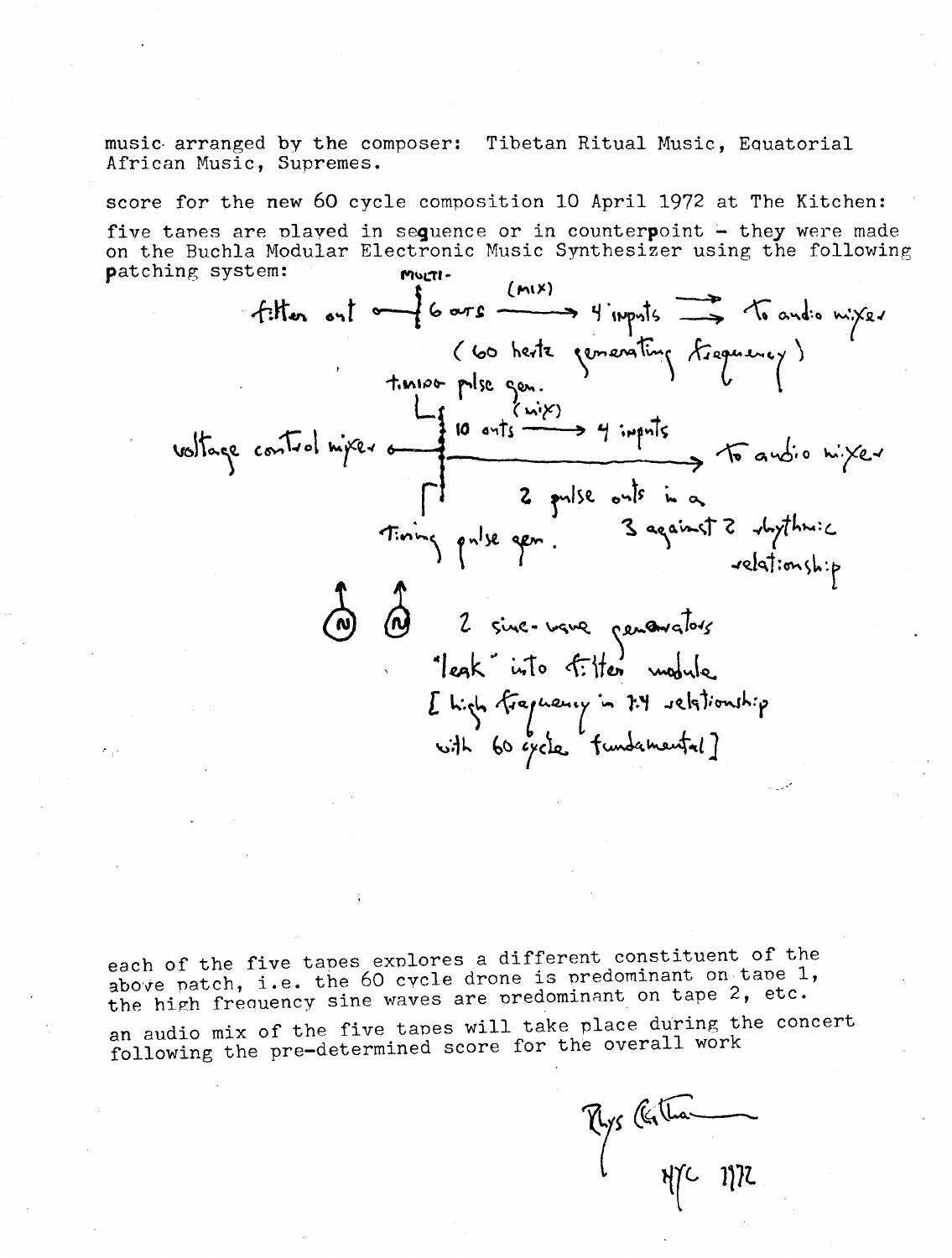music arranged by the composer: Tibetan Ritual Music, Equatorial African Music, Supremes.

score for the new 60 cycle composition 10 April 1972 at The Kitchen:

five tapes are played in sequence or in counterpoint – they were made on the Buchla Modular Electronic Music Synthesizer using the following patching system:

MULTI-

filter out — 6 outs —(MIX)→ 4 inputs ⇉ to audio mixer

(60 hertz generating frequency)

timing pulse gen.

voltage control mixer — 10 outs —(mix)→ 4 inputs

→ to audio mixer

2 pulse outs in a 3 against 2 rhythmic relationship

Timing pulse gen.

(N) (N) 2 sine-wave generators "leak" into filter module [high frequency in 7:4 relationship with 60 cycle fundamental]

each of the five tapes explores a different constituent of the above patch, i.e. the 60 cycle drone is predominant on tape 1, the high frequency sine waves are predominant on tape 2, etc.

an audio mix of the five tapes will take place during the concert following the pre-determined score for the overall work

Rhys Chatham

NYC 1972